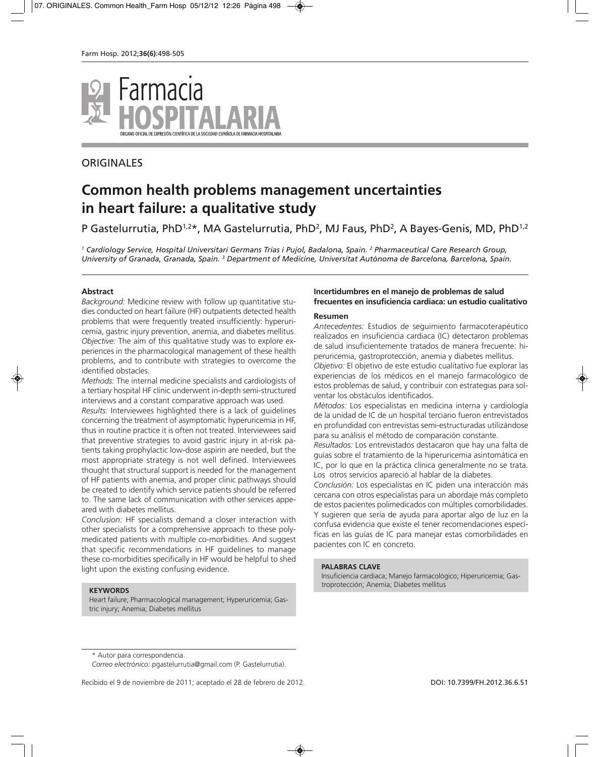ORIGINALES

# Common health problems management uncertainties in heart failure: a qualitative study

P Gastelurrutia, PhD[1,2]*, MA Gastelurrutia, PhD[2], MJ Faus, PhD[2], A Bayes-Genis, MD, PhD[1,2]

[1] Cardiology Service, Hospital Universitari Germans Trias i Pujol, Badalona, Spain. [2] Pharmaceutical Care Research Group, University of Granada, Granada, Spain. [3] Department of Medicine, Universitat Autònoma de Barcelona, Barcelona, Spain.

### Abstract

*Background:* Medicine review with follow up quantitative studies conducted on heart failure (HF) outpatients detected health problems that were frequently treated insufficiently: hyperuricemia, gastric injury prevention, anemia, and diabetes mellitus.

*Objective:* The aim of this qualitative study was to explore experiences in the pharmacological management of these health problems, and to contribute with strategies to overcome the identified obstacles.

*Methods:* The internal medicine specialists and cardiologists of a tertiary hospital HF clinic underwent in-depth semi-structured interviews and a constant comparative approach was used.

*Results:* Interviewees highlighted there is a lack of guidelines concerning the treatment of asymptomatic hyperuricemia in HF, thus in routine practice it is often not treated. Interviewees said that preventive strategies to avoid gastric injury in at-risk patients taking prophylactic low-dose aspirin are needed, but the most appropriate strategy is not well defined. Interviewees thought that structural support is needed for the management of HF patients with anemia, and proper clinic pathways should be created to identify which service patients should be referred to. The same lack of communication with other services appeared with diabetes mellitus.

*Conclusion:* HF specialists demand a closer interaction with other specialists for a comprehensive approach to these polymedicated patients with multiple co-morbidities. And suggest that specific recommendations in HF guidelines to manage these co-morbidities specifically in HF would be helpful to shed light upon the existing confusing evidence.

**KEYWORDS**

Heart failure; Pharmacological management; Hyperuricemia; Gastric injury; Anemia; Diabetes mellitus

### Incertidumbres en el manejo de problemas de salud frecuentes en insuficiencia cardiaca: un estudio cualitativo

### Resumen

*Antecedentes:* Estudios de seguimiento farmacoterapéutico realizados en insuficiencia cardiaca (IC) detectaron problemas de salud insuficientemente tratados de manera frecuente: hiperuricemia, gastroprotección, anemia y diabetes mellitus.

*Objetivo:* El objetivo de este estudio cualitativo fue explorar las experiencias de los médicos en el manejo farmacológico de estos problemas de salud, y contribuir con estrategias para solventar los obstáculos identificados.

*Métodos:* Los especialistas en medicina interna y cardiología de la unidad de IC de un hospital terciario fueron entrevistados en profundidad con entrevistas semi-estructuradas utilizándose para su análisis el método de comparación constante.

*Resultados:* Los entrevistados destacaron que hay una falta de guías sobre el tratamiento de la hiperuricemia asintomática en IC, por lo que en la práctica clínica generalmente no se trata. Los otros servicios apareció al hablar de la diabetes.

*Conclusión:* Los especialistas en IC piden una interacción más cercana con otros especialistas para un abordaje más completo de estos pacientes polimedicados con múltiples comorbilidades. Y sugieren que sería de ayuda para aportar algo de luz en la confusa evidencia que existe el tener recomendaciones específicas en las guías de IC para manejar estas comorbilidades en pacientes con IC en concreto.

**PALABRAS CLAVE**

Insuficiencia cardiaca; Manejo farmacológico; Hiperuricemia; Gastroprotección; Anemia; Diabetes mellitus

\* Autor para correspondencia.
*Correo electrónico:* pgastelurrutia@gmail.com (P. Gastelurrutia).

Recibido el 9 de noviembre de 2011; aceptado el 28 de febrero de 2012.

DOI: 10.7399/FH.2012.36.6.51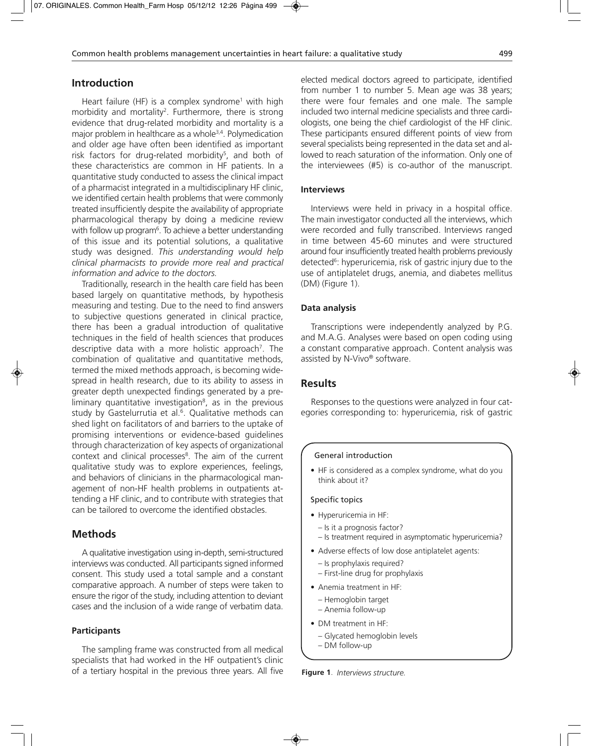## Introduction

Heart failure (HF) is a complex syndrome[1] with high morbidity and mortality[2]. Furthermore, there is strong evidence that drug-related morbidity and mortality is a major problem in healthcare as a whole[3,4]. Polymedication and older age have often been identified as important risk factors for drug-related morbidity[5], and both of these characteristics are common in HF patients. In a quantitative study conducted to assess the clinical impact of a pharmacist integrated in a multidisciplinary HF clinic, we identified certain health problems that were commonly treated insufficiently despite the availability of appropriate pharmacological therapy by doing a medicine review with follow up program[6]. To achieve a better understanding of this issue and its potential solutions, a qualitative study was designed. *This understanding would help clinical pharmacists to provide more real and practical information and advice to the doctors.*

Traditionally, research in the health care field has been based largely on quantitative methods, by hypothesis measuring and testing. Due to the need to find answers to subjective questions generated in clinical practice, there has been a gradual introduction of qualitative techniques in the field of health sciences that produces descriptive data with a more holistic approach[7]. The combination of qualitative and quantitative methods, termed the mixed methods approach, is becoming widespread in health research, due to its ability to assess in greater depth unexpected findings generated by a preliminary quantitative investigation[8], as in the previous study by Gastelurrutia et al.[6]. Qualitative methods can shed light on facilitators of and barriers to the uptake of promising interventions or evidence-based guidelines through characterization of key aspects of organizational context and clinical processes[8]. The aim of the current qualitative study was to explore experiences, feelings, and behaviors of clinicians in the pharmacological management of non-HF health problems in outpatients attending a HF clinic, and to contribute with strategies that can be tailored to overcome the identified obstacles.

## Methods

A qualitative investigation using in-depth, semi-structured interviews was conducted. All participants signed informed consent. This study used a total sample and a constant comparative approach. A number of steps were taken to ensure the rigor of the study, including attention to deviant cases and the inclusion of a wide range of verbatim data.

### Participants

The sampling frame was constructed from all medical specialists that had worked in the HF outpatient's clinic of a tertiary hospital in the previous three years. All five elected medical doctors agreed to participate, identified from number 1 to number 5. Mean age was 38 years; there were four females and one male. The sample included two internal medicine specialists and three cardiologists, one being the chief cardiologist of the HF clinic. These participants ensured different points of view from several specialists being represented in the data set and allowed to reach saturation of the information. Only one of the interviewees (#5) is co-author of the manuscript.

### Interviews

Interviews were held in privacy in a hospital office. The main investigator conducted all the interviews, which were recorded and fully transcribed. Interviews ranged in time between 45-60 minutes and were structured around four insufficiently treated health problems previously detected[6]: hyperuricemia, risk of gastric injury due to the use of antiplatelet drugs, anemia, and diabetes mellitus (DM) (Figure 1).

### Data analysis

Transcriptions were independently analyzed by P.G. and M.A.G. Analyses were based on open coding using a constant comparative approach. Content analysis was assisted by N-Vivo® software.

## Results

Responses to the questions were analyzed in four categories corresponding to: hyperuricemia, risk of gastric

General introduction

- HF is considered as a complex syndrome, what do you think about it?

Specific topics

- Hyperuricemia in HF:
  - Is it a prognosis factor?
  - Is treatment required in asymptomatic hyperuricemia?
- Adverse effects of low dose antiplatelet agents:
  - Is prophylaxis required?
  - First-line drug for prophylaxis
- Anemia treatment in HF:
  - Hemoglobin target
  - Anemia follow-up
- DM treatment in HF:
  - Glycated hemoglobin levels
  - DM follow-up

**Figure 1**. *Interviews structure.*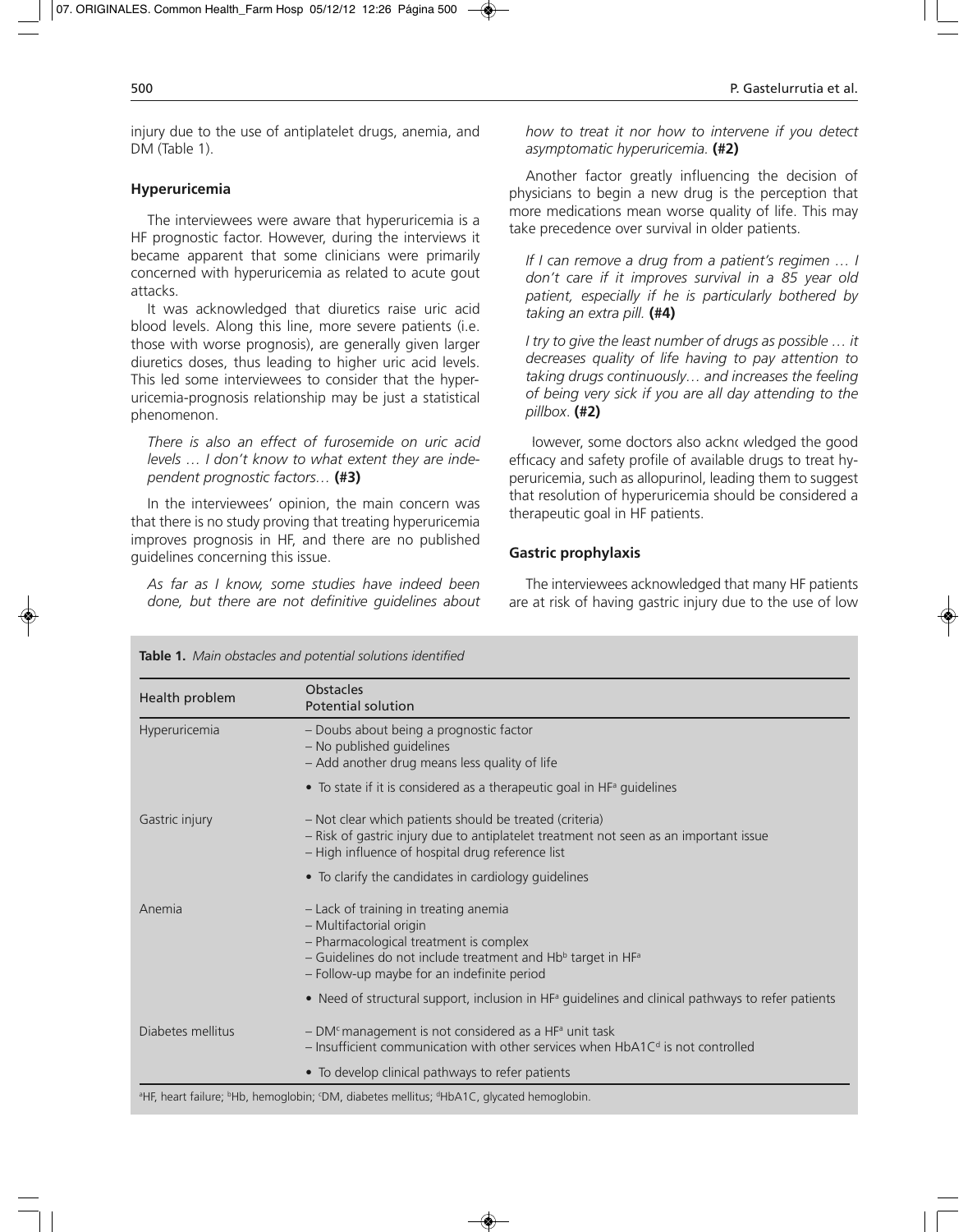injury due to the use of antiplatelet drugs, anemia, and DM (Table 1).

### Hyperuricemia

The interviewees were aware that hyperuricemia is a HF prognostic factor. However, during the interviews it became apparent that some clinicians were primarily concerned with hyperuricemia as related to acute gout attacks.

It was acknowledged that diuretics raise uric acid blood levels. Along this line, more severe patients (i.e. those with worse prognosis), are generally given larger diuretics doses, thus leading to higher uric acid levels. This led some interviewees to consider that the hyperuricemia-prognosis relationship may be just a statistical phenomenon.

*There is also an effect of furosemide on uric acid levels … I don't know to what extent they are independent prognostic factors…* **(#3)**

In the interviewees' opinion, the main concern was that there is no study proving that treating hyperuricemia improves prognosis in HF, and there are no published guidelines concerning this issue.

*As far as I know, some studies have indeed been done, but there are not definitive guidelines about how to treat it nor how to intervene if you detect asymptomatic hyperuricemia.* **(#2)**

Another factor greatly influencing the decision of physicians to begin a new drug is the perception that more medications mean worse quality of life. This may take precedence over survival in older patients.

*If I can remove a drug from a patient's regimen … I don't care if it improves survival in a 85 year old patient, especially if he is particularly bothered by taking an extra pill.* **(#4)**

*I try to give the least number of drugs as possible … it decreases quality of life having to pay attention to taking drugs continuously… and increases the feeling of being very sick if you are all day attending to the pillbox.* **(#2)**

However, some doctors also acknowledged the good efficacy and safety profile of available drugs to treat hyperuricemia, such as allopurinol, leading them to suggest that resolution of hyperuricemia should be considered a therapeutic goal in HF patients.

### Gastric prophylaxis

The interviewees acknowledged that many HF patients are at risk of having gastric injury due to the use of low

**Table 1.** *Main obstacles and potential solutions identified*

| Health problem | Obstacles<br>Potential solution |
|---|---|
| Hyperuricemia | – Doubs about being a prognostic factor<br>– No published guidelines<br>– Add another drug means less quality of life<br>• To state if it is considered as a therapeutic goal in HF[a] guidelines |
| Gastric injury | – Not clear which patients should be treated (criteria)<br>– Risk of gastric injury due to antiplatelet treatment not seen as an important issue<br>– High influence of hospital drug reference list<br>• To clarify the candidates in cardiology guidelines |
| Anemia | – Lack of training in treating anemia<br>– Multifactorial origin<br>– Pharmacological treatment is complex<br>– Guidelines do not include treatment and Hb[b] target in HF[a]<br>– Follow-up maybe for an indefinite period<br>• Need of structural support, inclusion in HF[a] guidelines and clinical pathways to refer patients |
| Diabetes mellitus | – DM[c] management is not considered as a HF[a] unit task<br>– Insufficient communication with other services when HbA1C[d] is not controlled<br>• To develop clinical pathways to refer patients |

[a]HF, heart failure; [b]Hb, hemoglobin; [c]DM, diabetes mellitus; [d]HbA1C, glycated hemoglobin.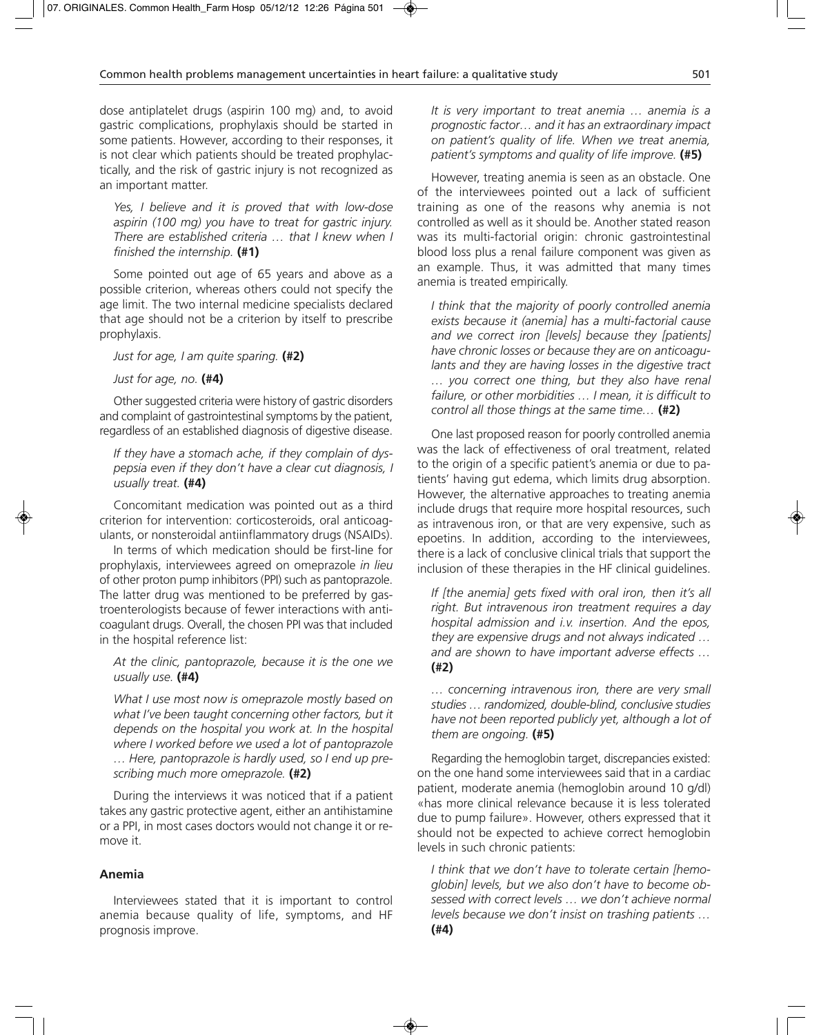dose antiplatelet drugs (aspirin 100 mg) and, to avoid gastric complications, prophylaxis should be started in some patients. However, according to their responses, it is not clear which patients should be treated prophylactically, and the risk of gastric injury is not recognized as an important matter.

> *Yes, I believe and it is proved that with low-dose aspirin (100 mg) you have to treat for gastric injury. There are established criteria … that I knew when I finished the internship.* **(#1)**

Some pointed out age of 65 years and above as a possible criterion, whereas others could not specify the age limit. The two internal medicine specialists declared that age should not be a criterion by itself to prescribe prophylaxis.

> *Just for age, I am quite sparing.* **(#2)**
>
> *Just for age, no.* **(#4)**

Other suggested criteria were history of gastric disorders and complaint of gastrointestinal symptoms by the patient, regardless of an established diagnosis of digestive disease.

> *If they have a stomach ache, if they complain of dyspepsia even if they don't have a clear cut diagnosis, I usually treat.* **(#4)**

Concomitant medication was pointed out as a third criterion for intervention: corticosteroids, oral anticoagulants, or nonsteroidal antiinflammatory drugs (NSAIDs).

In terms of which medication should be first-line for prophylaxis, interviewees agreed on omeprazole *in lieu* of other proton pump inhibitors (PPI) such as pantoprazole. The latter drug was mentioned to be preferred by gastroenterologists because of fewer interactions with anticoagulant drugs. Overall, the chosen PPI was that included in the hospital reference list:

> *At the clinic, pantoprazole, because it is the one we usually use.* **(#4)**
>
> *What I use most now is omeprazole mostly based on what I've been taught concerning other factors, but it depends on the hospital you work at. In the hospital where I worked before we used a lot of pantoprazole … Here, pantoprazole is hardly used, so I end up prescribing much more omeprazole.* **(#2)**

During the interviews it was noticed that if a patient takes any gastric protective agent, either an antihistamine or a PPI, in most cases doctors would not change it or remove it.

### Anemia

Interviewees stated that it is important to control anemia because quality of life, symptoms, and HF prognosis improve.

> *It is very important to treat anemia … anemia is a prognostic factor… and it has an extraordinary impact on patient's quality of life. When we treat anemia, patient's symptoms and quality of life improve.* **(#5)**

However, treating anemia is seen as an obstacle. One of the interviewees pointed out a lack of sufficient training as one of the reasons why anemia is not controlled as well as it should be. Another stated reason was its multi-factorial origin: chronic gastrointestinal blood loss plus a renal failure component was given as an example. Thus, it was admitted that many times anemia is treated empirically.

> *I think that the majority of poorly controlled anemia exists because it (anemia] has a multi-factorial cause and we correct iron [levels] because they [patients] have chronic losses or because they are on anticoagulants and they are having losses in the digestive tract … you correct one thing, but they also have renal failure, or other morbidities … I mean, it is difficult to control all those things at the same time…* **(#2)**

One last proposed reason for poorly controlled anemia was the lack of effectiveness of oral treatment, related to the origin of a specific patient's anemia or due to patients' having gut edema, which limits drug absorption. However, the alternative approaches to treating anemia include drugs that require more hospital resources, such as intravenous iron, or that are very expensive, such as epoetins. In addition, according to the interviewees, there is a lack of conclusive clinical trials that support the inclusion of these therapies in the HF clinical guidelines.

> *If [the anemia] gets fixed with oral iron, then it's all right. But intravenous iron treatment requires a day hospital admission and i.v. insertion. And the epos, they are expensive drugs and not always indicated … and are shown to have important adverse effects …* **(#2)**
>
> *… concerning intravenous iron, there are very small studies … randomized, double-blind, conclusive studies have not been reported publicly yet, although a lot of them are ongoing.* **(#5)**

Regarding the hemoglobin target, discrepancies existed: on the one hand some interviewees said that in a cardiac patient, moderate anemia (hemoglobin around 10 g/dl) «has more clinical relevance because it is less tolerated due to pump failure». However, others expressed that it should not be expected to achieve correct hemoglobin levels in such chronic patients:

> *I think that we don't have to tolerate certain [hemoglobin] levels, but we also don't have to become obsessed with correct levels … we don't achieve normal levels because we don't insist on trashing patients …* **(#4)**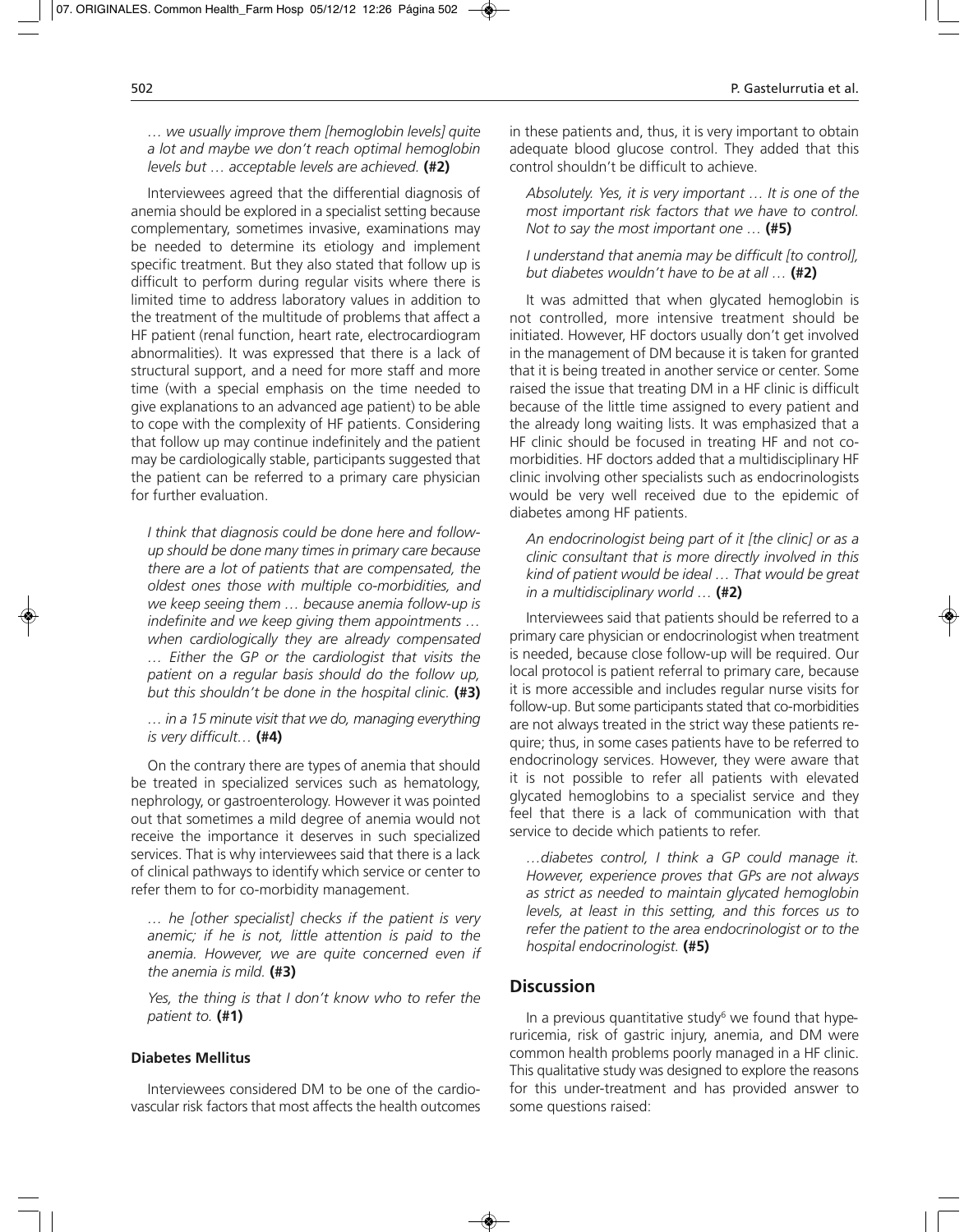*… we usually improve them [hemoglobin levels] quite a lot and maybe we don't reach optimal hemoglobin levels but … acceptable levels are achieved.* **(#2)**

Interviewees agreed that the differential diagnosis of anemia should be explored in a specialist setting because complementary, sometimes invasive, examinations may be needed to determine its etiology and implement specific treatment. But they also stated that follow up is difficult to perform during regular visits where there is limited time to address laboratory values in addition to the treatment of the multitude of problems that affect a HF patient (renal function, heart rate, electrocardiogram abnormalities). It was expressed that there is a lack of structural support, and a need for more staff and more time (with a special emphasis on the time needed to give explanations to an advanced age patient) to be able to cope with the complexity of HF patients. Considering that follow up may continue indefinitely and the patient may be cardiologically stable, participants suggested that the patient can be referred to a primary care physician for further evaluation.

*I think that diagnosis could be done here and follow-up should be done many times in primary care because there are a lot of patients that are compensated, the oldest ones those with multiple co-morbidities, and we keep seeing them … because anemia follow-up is indefinite and we keep giving them appointments … when cardiologically they are already compensated … Either the GP or the cardiologist that visits the patient on a regular basis should do the follow up, but this shouldn't be done in the hospital clinic.* **(#3)**

*… in a 15 minute visit that we do, managing everything is very difficult…* **(#4)**

On the contrary there are types of anemia that should be treated in specialized services such as hematology, nephrology, or gastroenterology. However it was pointed out that sometimes a mild degree of anemia would not receive the importance it deserves in such specialized services. That is why interviewees said that there is a lack of clinical pathways to identify which service or center to refer them to for co-morbidity management.

*… he [other specialist] checks if the patient is very anemic; if he is not, little attention is paid to the anemia. However, we are quite concerned even if the anemia is mild.* **(#3)**

*Yes, the thing is that I don't know who to refer the patient to.* **(#1)**

#### Diabetes Mellitus

Interviewees considered DM to be one of the cardiovascular risk factors that most affects the health outcomes in these patients and, thus, it is very important to obtain adequate blood glucose control. They added that this control shouldn't be difficult to achieve.

*Absolutely. Yes, it is very important … It is one of the most important risk factors that we have to control. Not to say the most important one …* **(#5)**

*I understand that anemia may be difficult [to control], but diabetes wouldn't have to be at all …* **(#2)**

It was admitted that when glycated hemoglobin is not controlled, more intensive treatment should be initiated. However, HF doctors usually don't get involved in the management of DM because it is taken for granted that it is being treated in another service or center. Some raised the issue that treating DM in a HF clinic is difficult because of the little time assigned to every patient and the already long waiting lists. It was emphasized that a HF clinic should be focused in treating HF and not co-morbidities. HF doctors added that a multidisciplinary HF clinic involving other specialists such as endocrinologists would be very well received due to the epidemic of diabetes among HF patients.

*An endocrinologist being part of it [the clinic] or as a clinic consultant that is more directly involved in this kind of patient would be ideal … That would be great in a multidisciplinary world …* **(#2)**

Interviewees said that patients should be referred to a primary care physician or endocrinologist when treatment is needed, because close follow-up will be required. Our local protocol is patient referral to primary care, because it is more accessible and includes regular nurse visits for follow-up. But some participants stated that co-morbidities are not always treated in the strict way these patients require; thus, in some cases patients have to be referred to endocrinology services. However, they were aware that it is not possible to refer all patients with elevated glycated hemoglobins to a specialist service and they feel that there is a lack of communication with that service to decide which patients to refer.

*…diabetes control, I think a GP could manage it. However, experience proves that GPs are not always as strict as needed to maintain glycated hemoglobin levels, at least in this setting, and this forces us to refer the patient to the area endocrinologist or to the hospital endocrinologist.* **(#5)**

## Discussion

In a previous quantitative study[6] we found that hyperuricemia, risk of gastric injury, anemia, and DM were common health problems poorly managed in a HF clinic. This qualitative study was designed to explore the reasons for this under-treatment and has provided answer to some questions raised: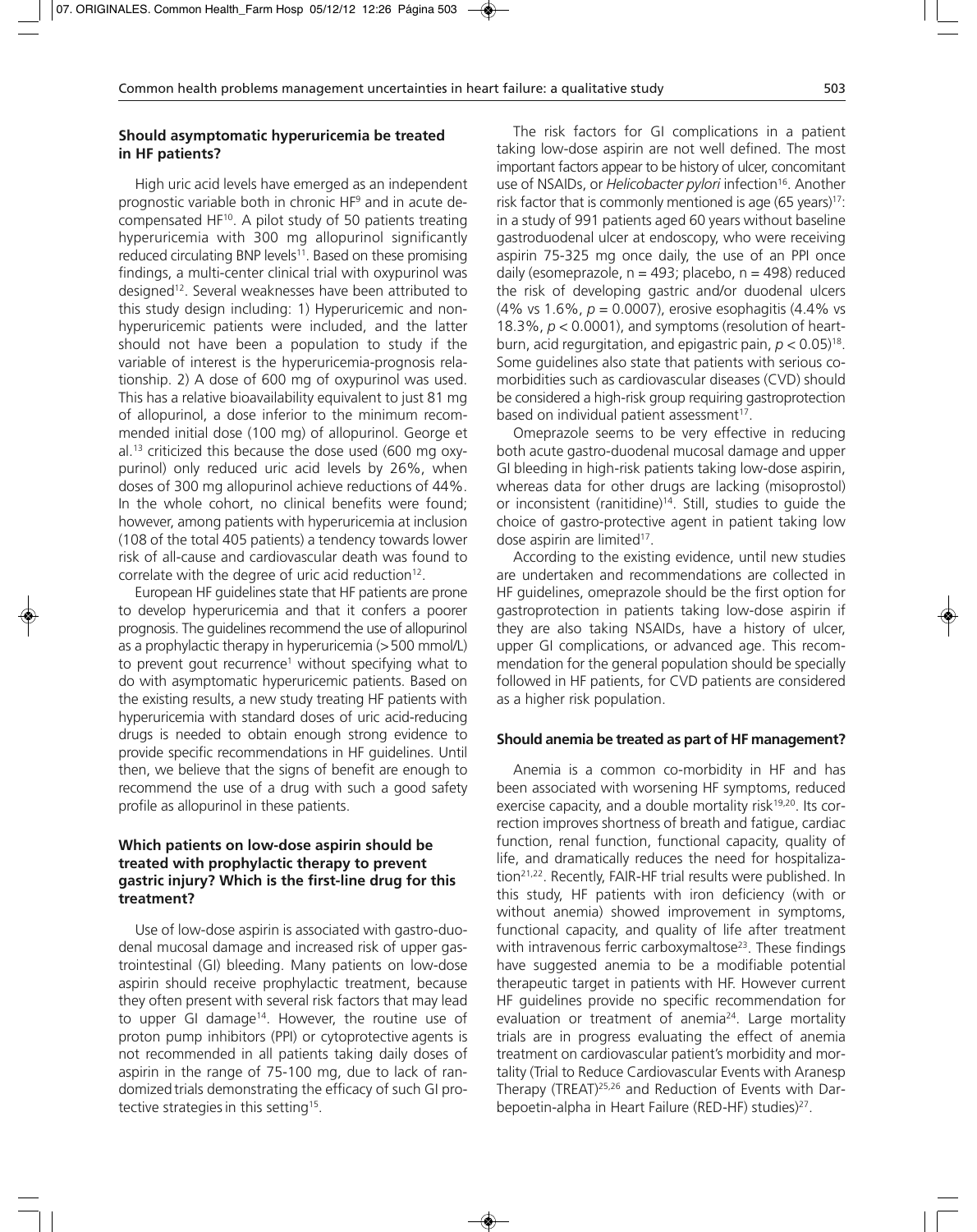### Should asymptomatic hyperuricemia be treated in HF patients?

High uric acid levels have emerged as an independent prognostic variable both in chronic HF[9] and in acute decompensated HF[10]. A pilot study of 50 patients treating hyperuricemia with 300 mg allopurinol significantly reduced circulating BNP levels[11]. Based on these promising findings, a multi-center clinical trial with oxypurinol was designed[12]. Several weaknesses have been attributed to this study design including: 1) Hyperuricemic and non-hyperuricemic patients were included, and the latter should not have been a population to study if the variable of interest is the hyperuricemia-prognosis relationship. 2) A dose of 600 mg of oxypurinol was used. This has a relative bioavailability equivalent to just 81 mg of allopurinol, a dose inferior to the minimum recommended initial dose (100 mg) of allopurinol. George et al.[13] criticized this because the dose used (600 mg oxypurinol) only reduced uric acid levels by 26%, when doses of 300 mg allopurinol achieve reductions of 44%. In the whole cohort, no clinical benefits were found; however, among patients with hyperuricemia at inclusion (108 of the total 405 patients) a tendency towards lower risk of all-cause and cardiovascular death was found to correlate with the degree of uric acid reduction[12].

European HF guidelines state that HF patients are prone to develop hyperuricemia and that it confers a poorer prognosis. The guidelines recommend the use of allopurinol as a prophylactic therapy in hyperuricemia (>500 mmol/L) to prevent gout recurrence[1] without specifying what to do with asymptomatic hyperuricemic patients. Based on the existing results, a new study treating HF patients with hyperuricemia with standard doses of uric acid-reducing drugs is needed to obtain enough strong evidence to provide specific recommendations in HF guidelines. Until then, we believe that the signs of benefit are enough to recommend the use of a drug with such a good safety profile as allopurinol in these patients.

### Which patients on low-dose aspirin should be treated with prophylactic therapy to prevent gastric injury? Which is the first-line drug for this treatment?

Use of low-dose aspirin is associated with gastro-duodenal mucosal damage and increased risk of upper gastrointestinal (GI) bleeding. Many patients on low-dose aspirin should receive prophylactic treatment, because they often present with several risk factors that may lead to upper GI damage[14]. However, the routine use of proton pump inhibitors (PPI) or cytoprotective agents is not recommended in all patients taking daily doses of aspirin in the range of 75-100 mg, due to lack of randomized trials demonstrating the efficacy of such GI protective strategies in this setting[15].

The risk factors for GI complications in a patient taking low-dose aspirin are not well defined. The most important factors appear to be history of ulcer, concomitant use of NSAIDs, or *Helicobacter pylori* infection[16]. Another risk factor that is commonly mentioned is age (65 years)[17]: in a study of 991 patients aged 60 years without baseline gastroduodenal ulcer at endoscopy, who were receiving aspirin 75-325 mg once daily, the use of an PPI once daily (esomeprazole, n = 493; placebo, n = 498) reduced the risk of developing gastric and/or duodenal ulcers (4% vs 1.6%, $p = 0.0007$), erosive esophagitis (4.4% vs 18.3%, $p < 0.0001$), and symptoms (resolution of heartburn, acid regurgitation, and epigastric pain, $p < 0.05$)[18]. Some guidelines also state that patients with serious co-morbidities such as cardiovascular diseases (CVD) should be considered a high-risk group requiring gastroprotection based on individual patient assessment[17].

Omeprazole seems to be very effective in reducing both acute gastro-duodenal mucosal damage and upper GI bleeding in high-risk patients taking low-dose aspirin, whereas data for other drugs are lacking (misoprostol) or inconsistent (ranitidine)[14]. Still, studies to guide the choice of gastro-protective agent in patient taking low dose aspirin are limited[17].

According to the existing evidence, until new studies are undertaken and recommendations are collected in HF guidelines, omeprazole should be the first option for gastroprotection in patients taking low-dose aspirin if they are also taking NSAIDs, have a history of ulcer, upper GI complications, or advanced age. This recommendation for the general population should be specially followed in HF patients, for CVD patients are considered as a higher risk population.

### Should anemia be treated as part of HF management?

Anemia is a common co-morbidity in HF and has been associated with worsening HF symptoms, reduced exercise capacity, and a double mortality risk[19,20]. Its correction improves shortness of breath and fatigue, cardiac function, renal function, functional capacity, quality of life, and dramatically reduces the need for hospitalization[21,22]. Recently, FAIR-HF trial results were published. In this study, HF patients with iron deficiency (with or without anemia) showed improvement in symptoms, functional capacity, and quality of life after treatment with intravenous ferric carboxymaltose[23]. These findings have suggested anemia to be a modifiable potential therapeutic target in patients with HF. However current HF guidelines provide no specific recommendation for evaluation or treatment of anemia[24]. Large mortality trials are in progress evaluating the effect of anemia treatment on cardiovascular patient's morbidity and mortality (Trial to Reduce Cardiovascular Events with Aranesp Therapy (TREAT)[25,26] and Reduction of Events with Darbepoetin-alpha in Heart Failure (RED-HF) studies)[27].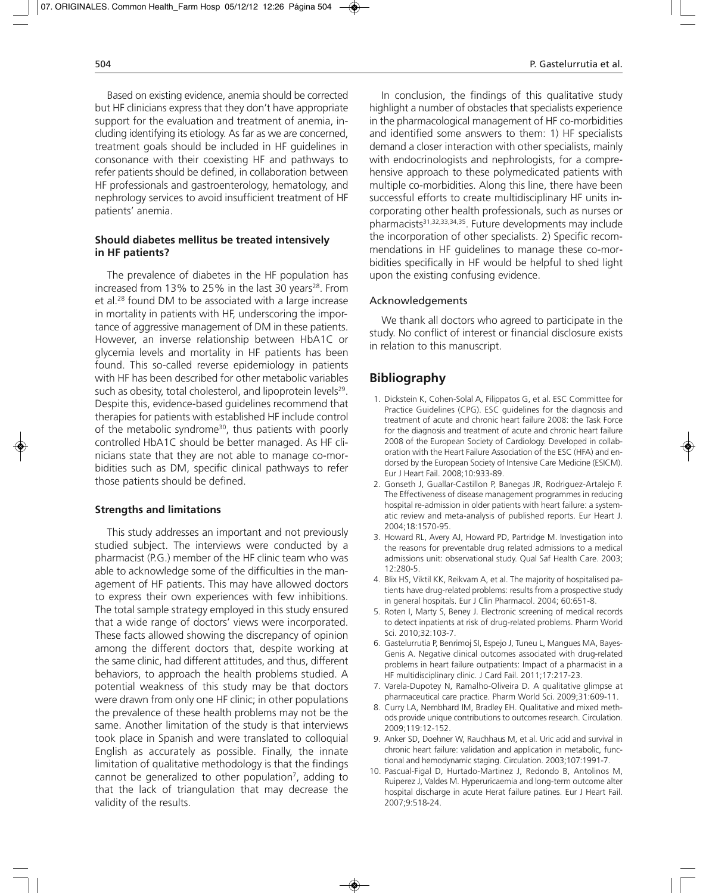Based on existing evidence, anemia should be corrected but HF clinicians express that they don't have appropriate support for the evaluation and treatment of anemia, including identifying its etiology. As far as we are concerned, treatment goals should be included in HF guidelines in consonance with their coexisting HF and pathways to refer patients should be defined, in collaboration between HF professionals and gastroenterology, hematology, and nephrology services to avoid insufficient treatment of HF patients' anemia.

### Should diabetes mellitus be treated intensively in HF patients?

The prevalence of diabetes in the HF population has increased from 13% to 25% in the last 30 years[28]. From et al.[28] found DM to be associated with a large increase in mortality in patients with HF, underscoring the importance of aggressive management of DM in these patients. However, an inverse relationship between HbA1C or glycemia levels and mortality in HF patients has been found. This so-called reverse epidemiology in patients with HF has been described for other metabolic variables such as obesity, total cholesterol, and lipoprotein levels[29]. Despite this, evidence-based guidelines recommend that therapies for patients with established HF include control of the metabolic syndrome[30], thus patients with poorly controlled HbA1C should be better managed. As HF clinicians state that they are not able to manage co-morbidities such as DM, specific clinical pathways to refer those patients should be defined.

### Strengths and limitations

This study addresses an important and not previously studied subject. The interviews were conducted by a pharmacist (P.G.) member of the HF clinic team who was able to acknowledge some of the difficulties in the management of HF patients. This may have allowed doctors to express their own experiences with few inhibitions. The total sample strategy employed in this study ensured that a wide range of doctors' views were incorporated. These facts allowed showing the discrepancy of opinion among the different doctors that, despite working at the same clinic, had different attitudes, and thus, different behaviors, to approach the health problems studied. A potential weakness of this study may be that doctors were drawn from only one HF clinic; in other populations the prevalence of these health problems may not be the same. Another limitation of the study is that interviews took place in Spanish and were translated to colloquial English as accurately as possible. Finally, the innate limitation of qualitative methodology is that the findings cannot be generalized to other population[7], adding to that the lack of triangulation that may decrease the validity of the results.

In conclusion, the findings of this qualitative study highlight a number of obstacles that specialists experience in the pharmacological management of HF co-morbidities and identified some answers to them: 1) HF specialists demand a closer interaction with other specialists, mainly with endocrinologists and nephrologists, for a comprehensive approach to these polymedicated patients with multiple co-morbidities. Along this line, there have been successful efforts to create multidisciplinary HF units incorporating other health professionals, such as nurses or pharmacists[31,32,33,34,35]. Future developments may include the incorporation of other specialists. 2) Specific recommendations in HF guidelines to manage these co-morbidities specifically in HF would be helpful to shed light upon the existing confusing evidence.

### Acknowledgements

We thank all doctors who agreed to participate in the study. No conflict of interest or financial disclosure exists in relation to this manuscript.

## Bibliography

1. Dickstein K, Cohen-Solal A, Filippatos G, et al. ESC Committee for Practice Guidelines (CPG). ESC guidelines for the diagnosis and treatment of acute and chronic heart failure 2008: the Task Force for the diagnosis and treatment of acute and chronic heart failure 2008 of the European Society of Cardiology. Developed in collaboration with the Heart Failure Association of the ESC (HFA) and endorsed by the European Society of Intensive Care Medicine (ESICM). Eur J Heart Fail. 2008;10:933-89.
2. Gonseth J, Guallar-Castillon P, Banegas JR, Rodriguez-Artalejo F. The Effectiveness of disease management programmes in reducing hospital re-admission in older patients with heart failure: a systematic review and meta-analysis of published reports. Eur Heart J. 2004;18:1570-95.
3. Howard RL, Avery AJ, Howard PD, Partridge M. Investigation into the reasons for preventable drug related admissions to a medical admissions unit: observational study. Qual Saf Health Care. 2003; 12:280-5.
4. Blix HS, Viktil KK, Reikvam A, et al. The majority of hospitalised patients have drug-related problems: results from a prospective study in general hospitals. Eur J Clin Pharmacol. 2004; 60:651-8.
5. Roten I, Marty S, Beney J. Electronic screening of medical records to detect inpatients at risk of drug-related problems. Pharm World Sci. 2010;32:103-7.
6. Gastelurrutia P, Benrimoj SI, Espejo J, Tuneu L, Mangues MA, Bayes-Genis A. Negative clinical outcomes associated with drug-related problems in heart failure outpatients: Impact of a pharmacist in a HF multidisciplinary clinic. J Card Fail. 2011;17:217-23.
7. Varela-Dupotey N, Ramalho-Oliveira D. A qualitative glimpse at pharmaceutical care practice. Pharm World Sci. 2009;31:609-11.
8. Curry LA, Nembhard IM, Bradley EH. Qualitative and mixed methods provide unique contributions to outcomes research. Circulation. 2009;119:12-152.
9. Anker SD, Doehner W, Rauchhaus M, et al. Uric acid and survival in chronic heart failure: validation and application in metabolic, functional and hemodynamic staging. Circulation. 2003;107:1991-7.
10. Pascual-Figal D, Hurtado-Martinez J, Redondo B, Antolinos M, Ruiperez J, Valdes M. Hyperuricaemia and long-term outcome alter hospital discharge in acute Herat failure patines. Eur J Heart Fail. 2007;9:518-24.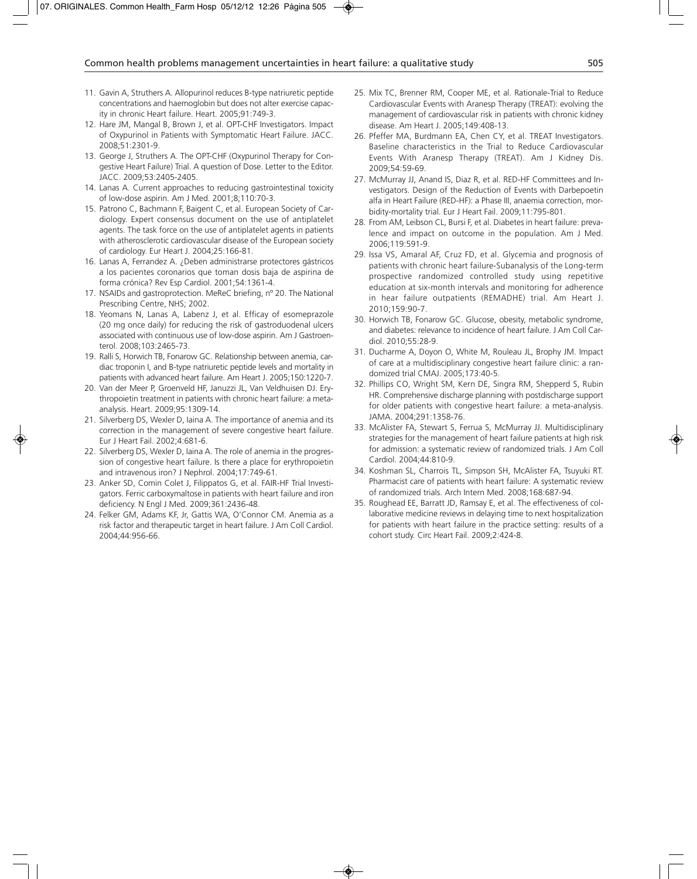11. Gavin A, Struthers A. Allopurinol reduces B-type natriuretic peptide concentrations and haemoglobin but does not alter exercise capacity in chronic Heart failure. Heart. 2005;91:749-3.
12. Hare JM, Mangal B, Brown J, et al. OPT-CHF Investigators. Impact of Oxypurinol in Patients with Symptomatic Heart Failure. JACC. 2008;51:2301-9.
13. George J, Struthers A. The OPT-CHF (Oxypurinol Therapy for Congestive Heart Failure) Trial. A question of Dose. Letter to the Editor. JACC. 2009;53:2405-2405.
14. Lanas A. Current approaches to reducing gastrointestinal toxicity of low-dose aspirin. Am J Med. 2001;8;110:70-3.
15. Patrono C, Bachmann F, Baigent C, et al. European Society of Cardiology. Expert consensus document on the use of antiplatelet agents. The task force on the use of antiplatelet agents in patients with atherosclerotic cardiovascular disease of the European society of cardiology. Eur Heart J. 2004;25:166-81.
16. Lanas A, Ferrandez A. ¿Deben administrarse protectores gástricos a los pacientes coronarios que toman dosis baja de aspirina de forma crónica? Rev Esp Cardiol. 2001;54:1361-4.
17. NSAIDs and gastroprotection. MeReC briefing, nº 20. The National Prescribing Centre, NHS; 2002.
18. Yeomans N, Lanas A, Labenz J, et al. Efficay of esomeprazole (20 mg once daily) for reducing the risk of gastroduodenal ulcers associated with continuous use of low-dose aspirin. Am J Gastroenterol. 2008;103:2465-73.
19. Ralli S, Horwich TB, Fonarow GC. Relationship between anemia, cardiac troponin I, and B-type natriuretic peptide levels and mortality in patients with advanced heart failure. Am Heart J. 2005;150:1220-7.
20. Van der Meer P, Groenveld HF, Januzzi JL, Van Veldhuisen DJ. Erythropoietin treatment in patients with chronic heart failure: a meta-analysis. Heart. 2009;95:1309-14.
21. Silverberg DS, Wexler D, Iaina A. The importance of anemia and its correction in the management of severe congestive heart failure. Eur J Heart Fail. 2002;4:681-6.
22. Silverberg DS, Wexler D, Iaina A. The role of anemia in the progression of congestive heart failure. Is there a place for erythropoietin and intravenous iron? J Nephrol. 2004;17:749-61.
23. Anker SD, Comin Colet J, Filippatos G, et al. FAIR-HF Trial Investigators. Ferric carboxymaltose in patients with heart failure and iron deficiency. N Engl J Med. 2009;361:2436-48.
24. Felker GM, Adams KF, Jr, Gattis WA, O'Connor CM. Anemia as a risk factor and therapeutic target in heart failure. J Am Coll Cardiol. 2004;44:956-66.
25. Mix TC, Brenner RM, Cooper ME, et al. Rationale-Trial to Reduce Cardiovascular Events with Aranesp Therapy (TREAT): evolving the management of cardiovascular risk in patients with chronic kidney disease. Am Heart J. 2005;149:408-13.
26. Pfeffer MA, Burdmann EA, Chen CY, et al. TREAT Investigators. Baseline characteristics in the Trial to Reduce Cardiovascular Events With Aranesp Therapy (TREAT). Am J Kidney Dis. 2009;54:59-69.
27. McMurray JJ, Anand IS, Diaz R, et al. RED-HF Committees and Investigators. Design of the Reduction of Events with Darbepoetin alfa in Heart Failure (RED-HF): a Phase III, anaemia correction, morbidity-mortality trial. Eur J Heart Fail. 2009;11:795-801.
28. From AM, Leibson CL, Bursi F, et al. Diabetes in heart failure: prevalence and impact on outcome in the population. Am J Med. 2006;119:591-9.
29. Issa VS, Amaral AF, Cruz FD, et al. Glycemia and prognosis of patients with chronic heart failure-Subanalysis of the Long-term prospective randomized controlled study using repetitive education at six-month intervals and monitoring for adherence in hear failure outpatients (REMADHE) trial. Am Heart J. 2010;159:90-7.
30. Horwich TB, Fonarow GC. Glucose, obesity, metabolic syndrome, and diabetes: relevance to incidence of heart failure. J Am Coll Cardiol. 2010;55:28-9.
31. Ducharme A, Doyon O, White M, Rouleau JL, Brophy JM. Impact of care at a multidisciplinary congestive heart failure clinic: a randomized trial CMAJ. 2005;173:40-5.
32. Phillips CO, Wright SM, Kern DE, Singra RM, Shepperd S, Rubin HR. Comprehensive discharge planning with postdischarge support for older patients with congestive heart failure: a meta-analysis. JAMA. 2004;291:1358-76.
33. McAlister FA, Stewart S, Ferrua S, McMurray JJ. Multidisciplinary strategies for the management of heart failure patients at high risk for admission: a systematic review of randomized trials. J Am Coll Cardiol. 2004;44:810-9.
34. Koshman SL, Charrois TL, Simpson SH, McAlister FA, Tsuyuki RT. Pharmacist care of patients with heart failure: A systematic review of randomized trials. Arch Intern Med. 2008;168:687-94.
35. Roughead EE, Barratt JD, Ramsay E, et al. The effectiveness of collaborative medicine reviews in delaying time to next hospitalization for patients with heart failure in the practice setting: results of a cohort study. Circ Heart Fail. 2009;2:424-8.